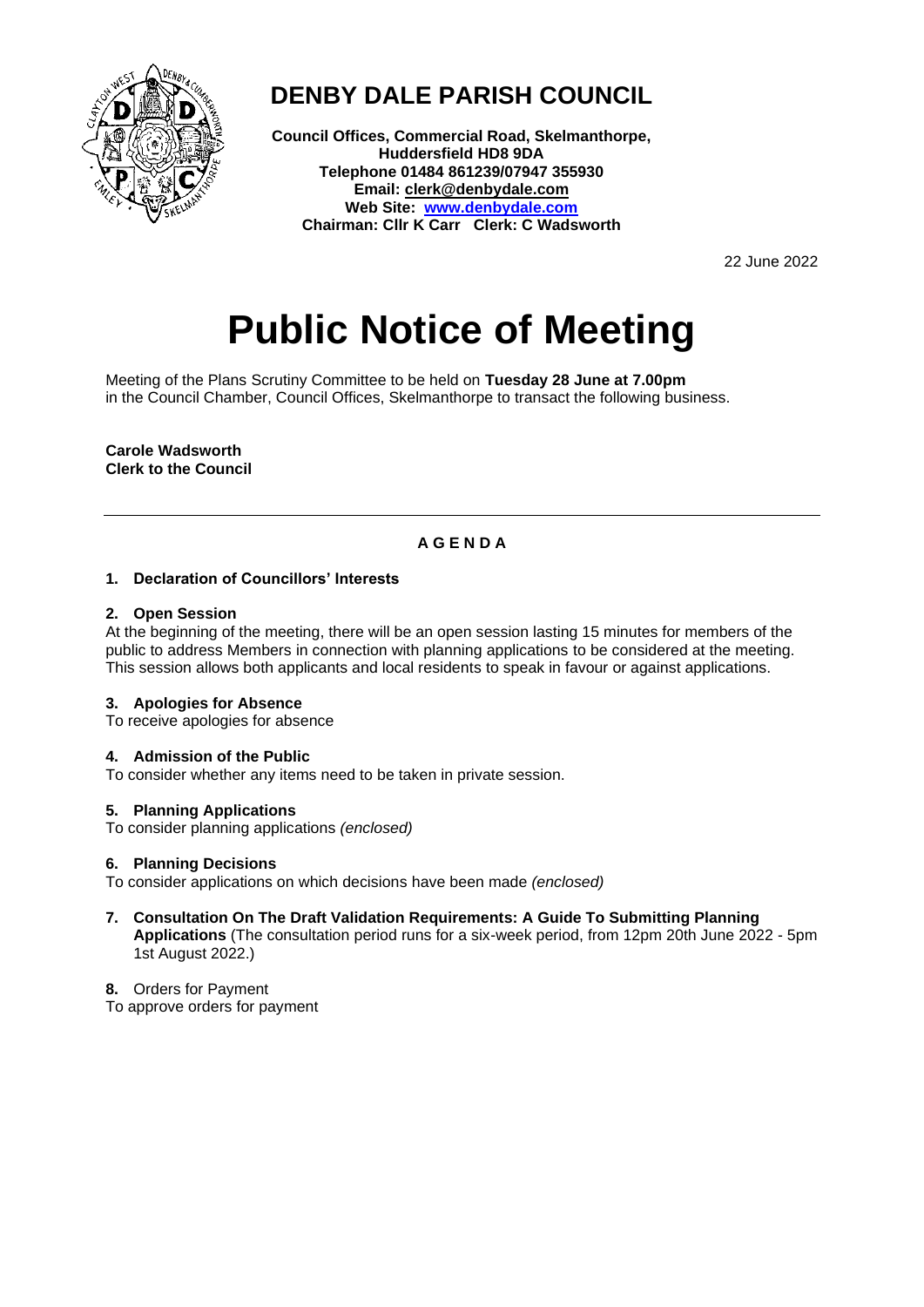# DENBY DALE PARISH COUNCIL

**Council Offices, Commercial Road, Skelmanthorpe,**
**Huddersfield HD8 9DA**
**Telephone 01484 861239/07947 355930**
**Email: clerk@denbydale.com**
**Web Site: www.denbydale.com**
**Chairman: Cllr K Carr Clerk: C Wadsworth**

22 June 2022

# Public Notice of Meeting

Meeting of the Plans Scrutiny Committee to be held on **Tuesday 28 June at 7.00pm** in the Council Chamber, Council Offices, Skelmanthorpe to transact the following business.

**Carole Wadsworth**
**Clerk to the Council**

---

**A G E N D A**

**1. Declaration of Councillors' Interests**

**2. Open Session**
At the beginning of the meeting, there will be an open session lasting 15 minutes for members of the public to address Members in connection with planning applications to be considered at the meeting. This session allows both applicants and local residents to speak in favour or against applications.

**3. Apologies for Absence**
To receive apologies for absence

**4. Admission of the Public**
To consider whether any items need to be taken in private session.

**5. Planning Applications**
To consider planning applications *(enclosed)*

**6. Planning Decisions**
To consider applications on which decisions have been made *(enclosed)*

**7. Consultation On The Draft Validation Requirements: A Guide To Submitting Planning Applications** (The consultation period runs for a six-week period, from 12pm 20th June 2022 - 5pm 1st August 2022.)

**8.** Orders for Payment
To approve orders for payment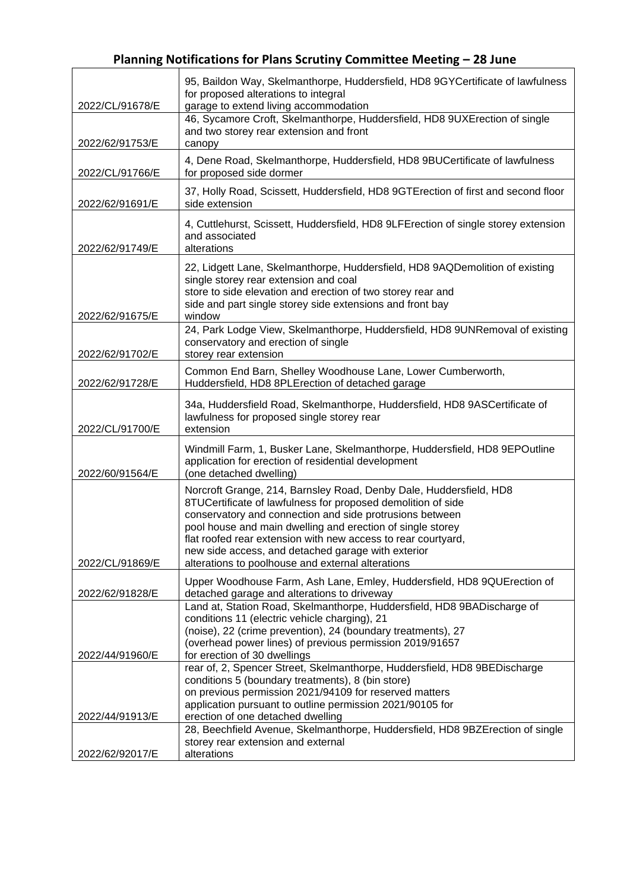# Planning Notifications for Plans Scrutiny Committee Meeting – 28 June

| | |
|---|---|
| 2022/CL/91678/E | 95, Baildon Way, Skelmanthorpe, Huddersfield, HD8 9GYCertificate of lawfulness for proposed alterations to integral garage to extend living accommodation |
| 2022/62/91753/E | 46, Sycamore Croft, Skelmanthorpe, Huddersfield, HD8 9UXErection of single and two storey rear extension and front canopy |
| 2022/CL/91766/E | 4, Dene Road, Skelmanthorpe, Huddersfield, HD8 9BUCertificate of lawfulness for proposed side dormer |
| 2022/62/91691/E | 37, Holly Road, Scissett, Huddersfield, HD8 9GTErection of first and second floor side extension |
| 2022/62/91749/E | 4, Cuttlehurst, Scissett, Huddersfield, HD8 9LFErection of single storey extension and associated alterations |
| 2022/62/91675/E | 22, Lidgett Lane, Skelmanthorpe, Huddersfield, HD8 9AQDemolition of existing single storey rear extension and coal store to side elevation and erection of two storey rear and side and part single storey side extensions and front bay window |
| 2022/62/91702/E | 24, Park Lodge View, Skelmanthorpe, Huddersfield, HD8 9UNRemoval of existing conservatory and erection of single storey rear extension |
| 2022/62/91728/E | Common End Barn, Shelley Woodhouse Lane, Lower Cumberworth, Huddersfield, HD8 8PLErection of detached garage |
| 2022/CL/91700/E | 34a, Huddersfield Road, Skelmanthorpe, Huddersfield, HD8 9ASCertificate of lawfulness for proposed single storey rear extension |
| 2022/60/91564/E | Windmill Farm, 1, Busker Lane, Skelmanthorpe, Huddersfield, HD8 9EPOutline application for erection of residential development (one detached dwelling) |
| 2022/CL/91869/E | Norcroft Grange, 214, Barnsley Road, Denby Dale, Huddersfield, HD8 8TUCertificate of lawfulness for proposed demolition of side conservatory and connection and side protrusions between pool house and main dwelling and erection of single storey flat roofed rear extension with new access to rear courtyard, new side access, and detached garage with exterior alterations to poolhouse and external alterations |
| 2022/62/91828/E | Upper Woodhouse Farm, Ash Lane, Emley, Huddersfield, HD8 9QUErection of detached garage and alterations to driveway |
| 2022/44/91960/E | Land at, Station Road, Skelmanthorpe, Huddersfield, HD8 9BADischarge of conditions 11 (electric vehicle charging), 21 (noise), 22 (crime prevention), 24 (boundary treatments), 27 (overhead power lines) of previous permission 2019/91657 for erection of 30 dwellings |
| 2022/44/91913/E | rear of, 2, Spencer Street, Skelmanthorpe, Huddersfield, HD8 9BEDischarge conditions 5 (boundary treatments), 8 (bin store) on previous permission 2021/94109 for reserved matters application pursuant to outline permission 2021/90105 for erection of one detached dwelling |
| 2022/62/92017/E | 28, Beechfield Avenue, Skelmanthorpe, Huddersfield, HD8 9BZErection of single storey rear extension and external alterations |